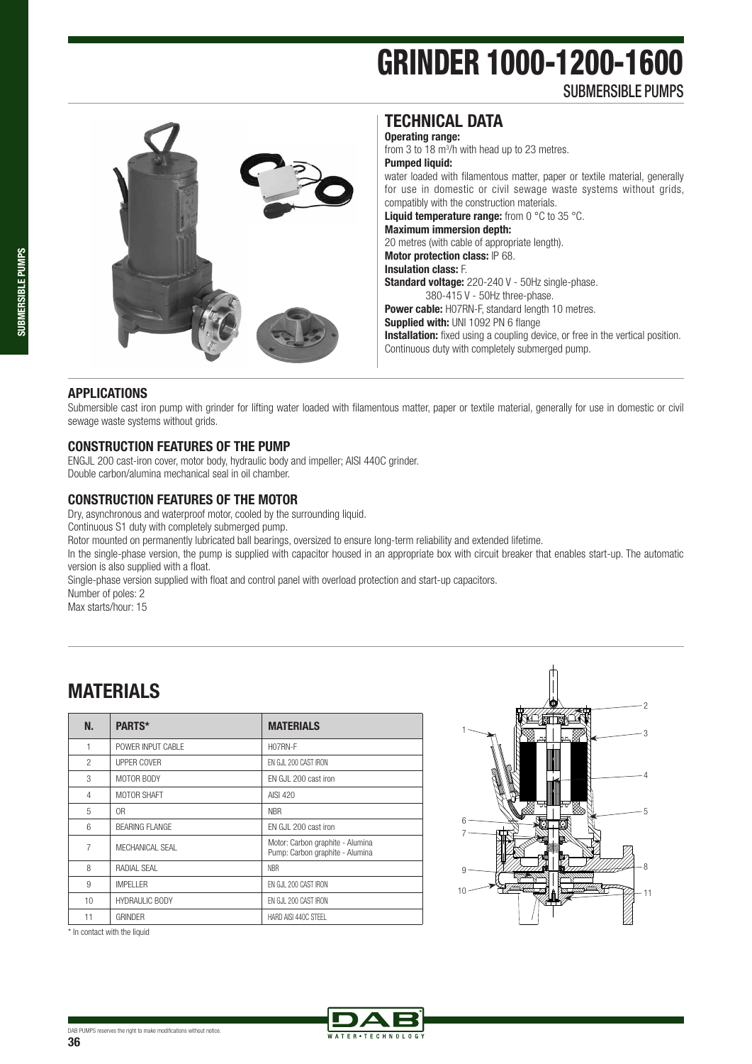# GRINDER 1000-1200-1600

SUBMERSIBLE PUMPS

## TECHNICAL DATA

**Operating range:**
from 3 to 18 m³/h with head up to 23 metres.

**Pumped liquid:**
water loaded with filamentous matter, paper or textile material, generally for use in domestic or civil sewage waste systems without grids, compatibly with the construction materials.

**Liquid temperature range:** from 0 °C to 35 °C.

**Maximum immersion depth:**
20 metres (with cable of appropriate length).

**Motor protection class:** IP 68.

**Insulation class:** F.

**Standard voltage:** 220-240 V - 50Hz single-phase.
380-415 V - 50Hz three-phase.

**Power cable:** H07RN-F, standard length 10 metres.

**Supplied with:** UNI 1092 PN 6 flange

**Installation:** fixed using a coupling device, or free in the vertical position.
Continuous duty with completely submerged pump.

### APPLICATIONS

Submersible cast iron pump with grinder for lifting water loaded with filamentous matter, paper or textile material, generally for use in domestic or civil sewage waste systems without grids.

### CONSTRUCTION FEATURES OF THE PUMP

ENGJL 200 cast-iron cover, motor body, hydraulic body and impeller; AISI 440C grinder.
Double carbon/alumina mechanical seal in oil chamber.

### CONSTRUCTION FEATURES OF THE MOTOR

Dry, asynchronous and waterproof motor, cooled by the surrounding liquid.
Continuous S1 duty with completely submerged pump.
Rotor mounted on permanently lubricated ball bearings, oversized to ensure long-term reliability and extended lifetime.
In the single-phase version, the pump is supplied with capacitor housed in an appropriate box with circuit breaker that enables start-up. The automatic version is also supplied with a float.
Single-phase version supplied with float and control panel with overload protection and start-up capacitors.
Number of poles: 2
Max starts/hour: 15

## MATERIALS

| N. | PARTS* | MATERIALS |
|---|---|---|
| 1 | POWER INPUT CABLE | H07RN-F |
| 2 | UPPER COVER | EN GJL 200 CAST IRON |
| 3 | MOTOR BODY | EN GJL 200 cast iron |
| 4 | MOTOR SHAFT | AISI 420 |
| 5 | OR | NBR |
| 6 | BEARING FLANGE | EN GJL 200 cast iron |
| 7 | MECHANICAL SEAL | Motor: Carbon graphite - Alumina<br>Pump: Carbon graphite - Alumina |
| 8 | RADIAL SEAL | NBR |
| 9 | IMPELLER | EN GJL 200 CAST IRON |
| 10 | HYDRAULIC BODY | EN GJL 200 CAST IRON |
| 11 | GRINDER | HARD AISI 440C STEEL |

\* In contact with the liquid

DAB PUMPS reserves the right to make modifications without notice.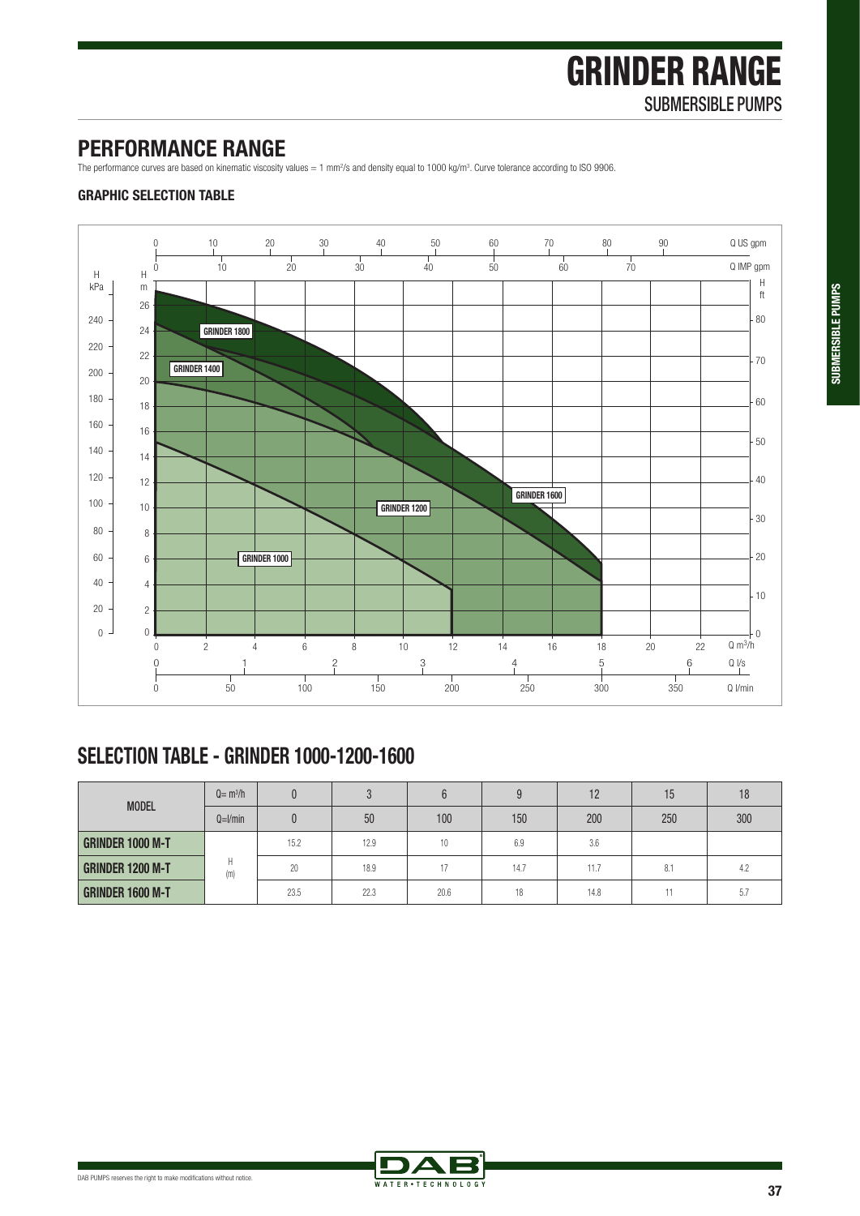# GRINDER RANGE
## SUBMERSIBLE PUMPS

## PERFORMANCE RANGE

The performance curves are based on kinematic viscosity values = 1 mm²/s and density equal to 1000 kg/m³. Curve tolerance according to ISO 9906.

### GRAPHIC SELECTION TABLE

## SELECTION TABLE - GRINDER 1000-1200-1600

| MODEL | Q= m³/h | 0 | 3 | 6 | 9 | 12 | 15 | 18 |
|---|---|---|---|---|---|---|---|---|
| | Q=l/min | 0 | 50 | 100 | 150 | 200 | 250 | 300 |
| GRINDER 1000 M-T | H (m) | 15.2 | 12.9 | 10 | 6.9 | 3.6 | | |
| GRINDER 1200 M-T | | 20 | 18.9 | 17 | 14.7 | 11.7 | 8.1 | 4.2 |
| GRINDER 1600 M-T | | 23.5 | 22.3 | 20.6 | 18 | 14.8 | 11 | 5.7 |

DAB PUMPS reserves the right to make modifications without notice.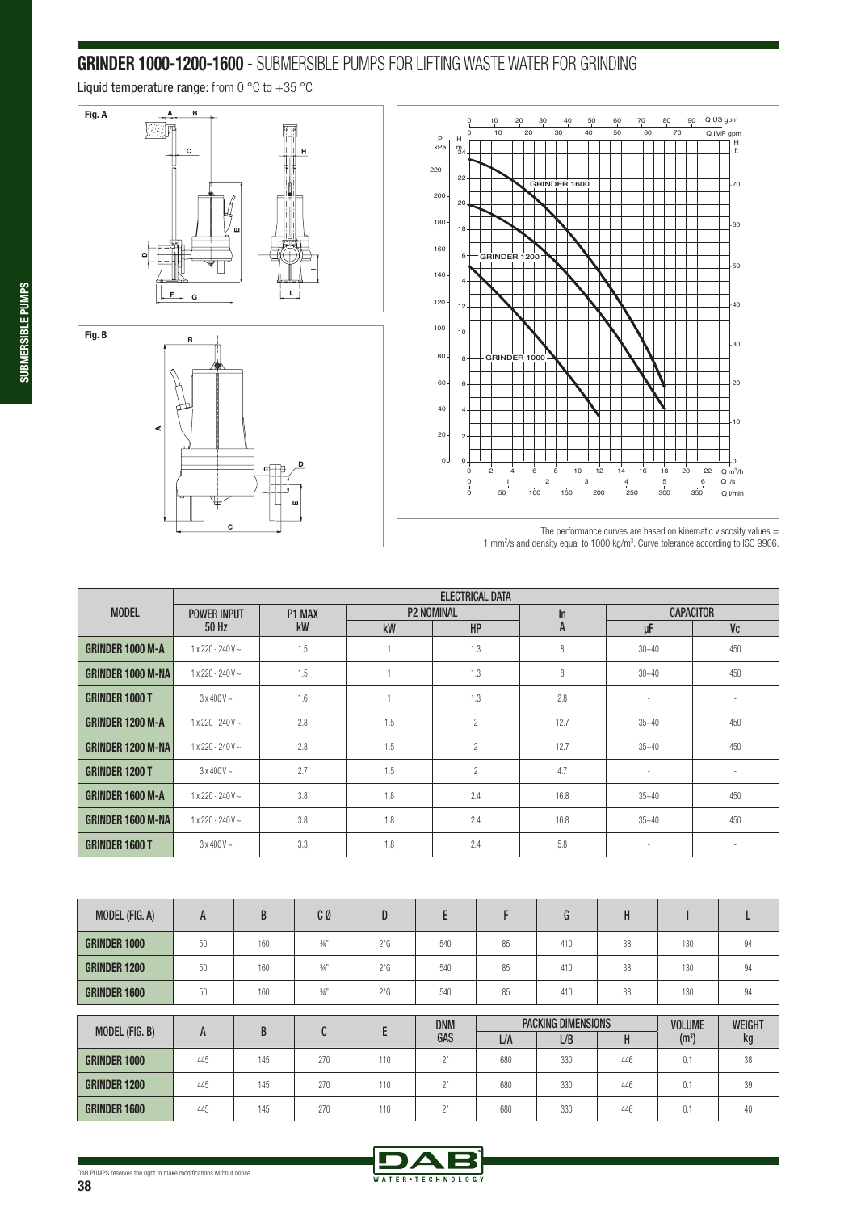# GRINDER 1000-1200-1600 - SUBMERSIBLE PUMPS FOR LIFTING WASTE WATER FOR GRINDING

Liquid temperature range: from 0 °C to +35 °C

Fig. A

A B C H D E I F G L

Fig. B

B A D E C

Q US gpm 0 10 20 30 40 50 60 70 80 90

Q IMP gpm 0 10 20 30 40 50 60 70

P kPa 0 20 40 60 80 100 120 140 160 180 200 220

H m 0 2 4 6 8 10 12 14 16 18 20 22 24

H ft 0 10 20 30 40 50 60 70

GRINDER 1600

GRINDER 1200

GRINDER 1000

Q m³/h 0 2 4 6 8 10 12 14 16 18 20 22

Q l/s 0 1 2 3 4 5 6

Q l/min 0 50 100 150 200 250 300 350

The performance curves are based on kinematic viscosity values = 1 mm²/s and density equal to 1000 kg/m³. Curve tolerance according to ISO 9906.

| MODEL | ELECTRICAL DATA | | | | | | |
|---|---|---|---|---|---|---|---|
| | POWER INPUT 50 Hz | P1 MAX kW | P2 NOMINAL | | In A | CAPACITOR | |
| | | | kW | HP | | µF | Vc |
| GRINDER 1000 M-A | 1 x 220 - 240 V ~ | 1.5 | 1 | 1.3 | 8 | 30+40 | 450 |
| GRINDER 1000 M-NA | 1 x 220 - 240 V ~ | 1.5 | 1 | 1.3 | 8 | 30+40 | 450 |
| GRINDER 1000 T | 3 x 400 V ~ | 1.6 | 1 | 1.3 | 2.8 | - | - |
| GRINDER 1200 M-A | 1 x 220 - 240 V ~ | 2.8 | 1.5 | 2 | 12.7 | 35+40 | 450 |
| GRINDER 1200 M-NA | 1 x 220 - 240 V ~ | 2.8 | 1.5 | 2 | 12.7 | 35+40 | 450 |
| GRINDER 1200 T | 3 x 400 V ~ | 2.7 | 1.5 | 2 | 4.7 | - | - |
| GRINDER 1600 M-A | 1 x 220 - 240 V ~ | 3.8 | 1.8 | 2.4 | 16.8 | 35+40 | 450 |
| GRINDER 1600 M-NA | 1 x 220 - 240 V ~ | 3.8 | 1.8 | 2.4 | 16.8 | 35+40 | 450 |
| GRINDER 1600 T | 3 x 400 V ~ | 3.3 | 1.8 | 2.4 | 5.8 | - | - |

| MODEL (FIG. A) | A | B | C Ø | D | E | F | G | H | I | L |
|---|---|---|---|---|---|---|---|---|---|---|
| GRINDER 1000 | 50 | 160 | ¾" | 2"G | 540 | 85 | 410 | 38 | 130 | 94 |
| GRINDER 1200 | 50 | 160 | ¾" | 2"G | 540 | 85 | 410 | 38 | 130 | 94 |
| GRINDER 1600 | 50 | 160 | ¾" | 2"G | 540 | 85 | 410 | 38 | 130 | 94 |

| MODEL (FIG. B) | A | B | C | E | DNM GAS | PACKING DIMENSIONS | | | VOLUME (m³) | WEIGHT kg |
|---|---|---|---|---|---|---|---|---|---|---|
| | | | | | | L/A | L/B | H | | |
| GRINDER 1000 | 445 | 145 | 270 | 110 | 2" | 680 | 330 | 446 | 0.1 | 38 |
| GRINDER 1200 | 445 | 145 | 270 | 110 | 2" | 680 | 330 | 446 | 0.1 | 39 |
| GRINDER 1600 | 445 | 145 | 270 | 110 | 2" | 680 | 330 | 446 | 0.1 | 40 |

DAB PUMPS reserves the right to make modifications without notice.